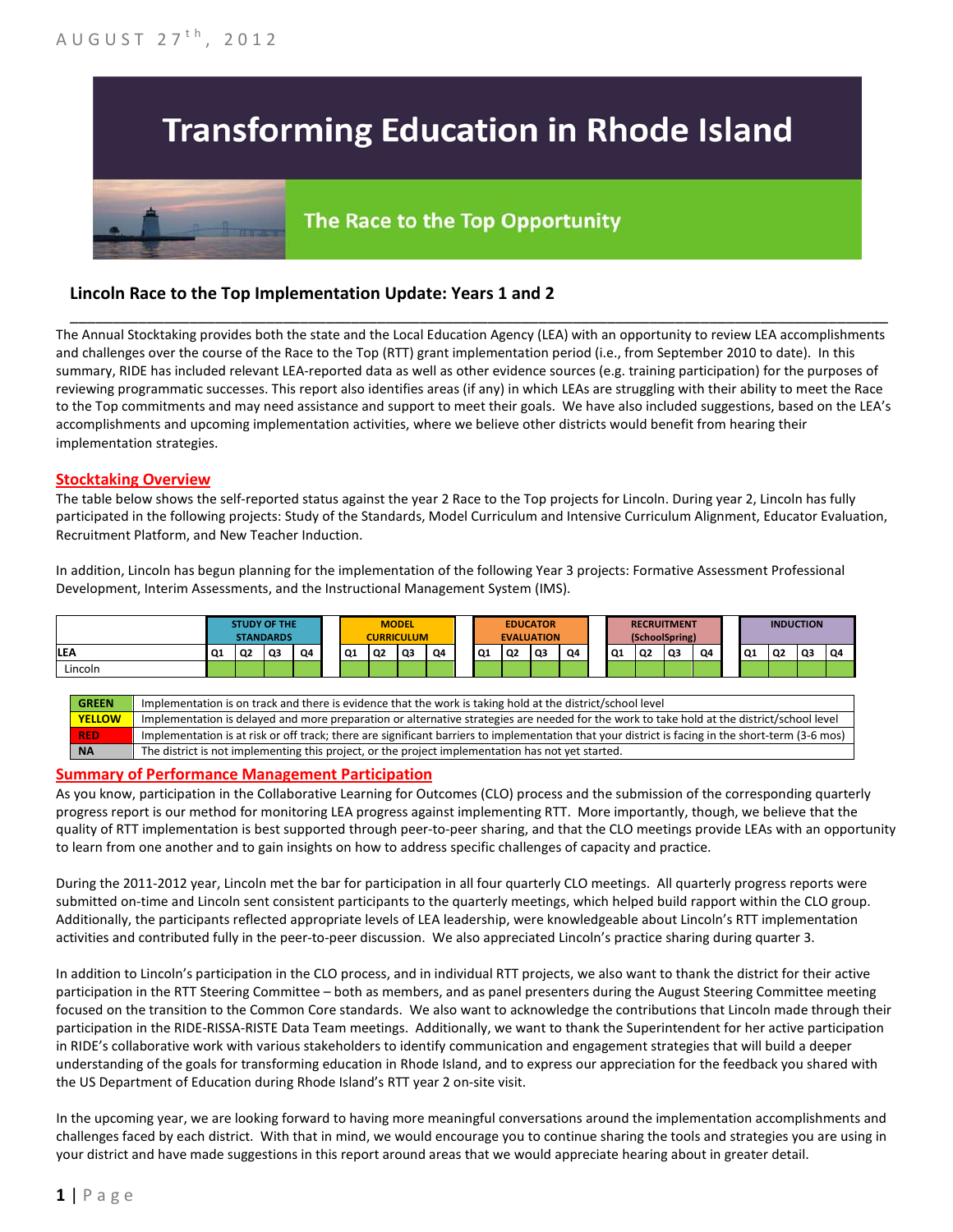AUGUST 27th, 2012

# Transforming Education in Rhode Island

## The Race to the Top Opportunity

### Lincoln Race to the Top Implementation Update: Years 1 and 2

The Annual Stocktaking provides both the state and the Local Education Agency (LEA) with an opportunity to review LEA accomplishments and challenges over the course of the Race to the Top (RTT) grant implementation period (i.e., from September 2010 to date). In this summary, RIDE has included relevant LEA-reported data as well as other evidence sources (e.g. training participation) for the purposes of reviewing programmatic successes. This report also identifies areas (if any) in which LEAs are struggling with their ability to meet the Race to the Top commitments and may need assistance and support to meet their goals. We have also included suggestions, based on the LEA's accomplishments and upcoming implementation activities, where we believe other districts would benefit from hearing their implementation strategies.

## Stocktaking Overview

The table below shows the self-reported status against the year 2 Race to the Top projects for Lincoln. During year 2, Lincoln has fully participated in the following projects: Study of the Standards, Model Curriculum and Intensive Curriculum Alignment, Educator Evaluation, Recruitment Platform, and New Teacher Induction.

In addition, Lincoln has begun planning for the implementation of the following Year 3 projects: Formative Assessment Professional Development, Interim Assessments, and the Instructional Management System (IMS).

| | STUDY OF THE STANDARDS | | | | MODEL CURRICULUM | | | | EDUCATOR EVALUATION | | | | RECRUITMENT (SchoolSpring) | | | | INDUCTION | | | |
|---|---|---|---|---|---|---|---|---|---|---|---|---|---|---|---|---|---|---|---|---|
| LEA | Q1 | Q2 | Q3 | Q4 | Q1 | Q2 | Q3 | Q4 | Q1 | Q2 | Q3 | Q4 | Q1 | Q2 | Q3 | Q4 | Q1 | Q2 | Q3 | Q4 |
| Lincoln | GREEN | GREEN | GREEN | GREEN | GREEN | GREEN | GREEN | GREEN | GREEN | GREEN | GREEN | GREEN | GREEN | GREEN | GREEN | GREEN | GREEN | GREEN | GREEN | GREEN |

| | |
|---|---|
| GREEN | Implementation is on track and there is evidence that the work is taking hold at the district/school level |
| YELLOW | Implementation is delayed and more preparation or alternative strategies are needed for the work to take hold at the district/school level |
| RED | Implementation is at risk or off track; there are significant barriers to implementation that your district is facing in the short-term (3-6 mos) |
| NA | The district is not implementing this project, or the project implementation has not yet started. |

## Summary of Performance Management Participation

As you know, participation in the Collaborative Learning for Outcomes (CLO) process and the submission of the corresponding quarterly progress report is our method for monitoring LEA progress against implementing RTT. More importantly, though, we believe that the quality of RTT implementation is best supported through peer-to-peer sharing, and that the CLO meetings provide LEAs with an opportunity to learn from one another and to gain insights on how to address specific challenges of capacity and practice.

During the 2011-2012 year, Lincoln met the bar for participation in all four quarterly CLO meetings. All quarterly progress reports were submitted on-time and Lincoln sent consistent participants to the quarterly meetings, which helped build rapport within the CLO group. Additionally, the participants reflected appropriate levels of LEA leadership, were knowledgeable about Lincoln's RTT implementation activities and contributed fully in the peer-to-peer discussion. We also appreciated Lincoln's practice sharing during quarter 3.

In addition to Lincoln's participation in the CLO process, and in individual RTT projects, we also want to thank the district for their active participation in the RTT Steering Committee – both as members, and as panel presenters during the August Steering Committee meeting focused on the transition to the Common Core standards. We also want to acknowledge the contributions that Lincoln made through their participation in the RIDE-RISSA-RISTE Data Team meetings. Additionally, we want to thank the Superintendent for her active participation in RIDE's collaborative work with various stakeholders to identify communication and engagement strategies that will build a deeper understanding of the goals for transforming education in Rhode Island, and to express our appreciation for the feedback you shared with the US Department of Education during Rhode Island's RTT year 2 on-site visit.

In the upcoming year, we are looking forward to having more meaningful conversations around the implementation accomplishments and challenges faced by each district. With that in mind, we would encourage you to continue sharing the tools and strategies you are using in your district and have made suggestions in this report around areas that we would appreciate hearing about in greater detail.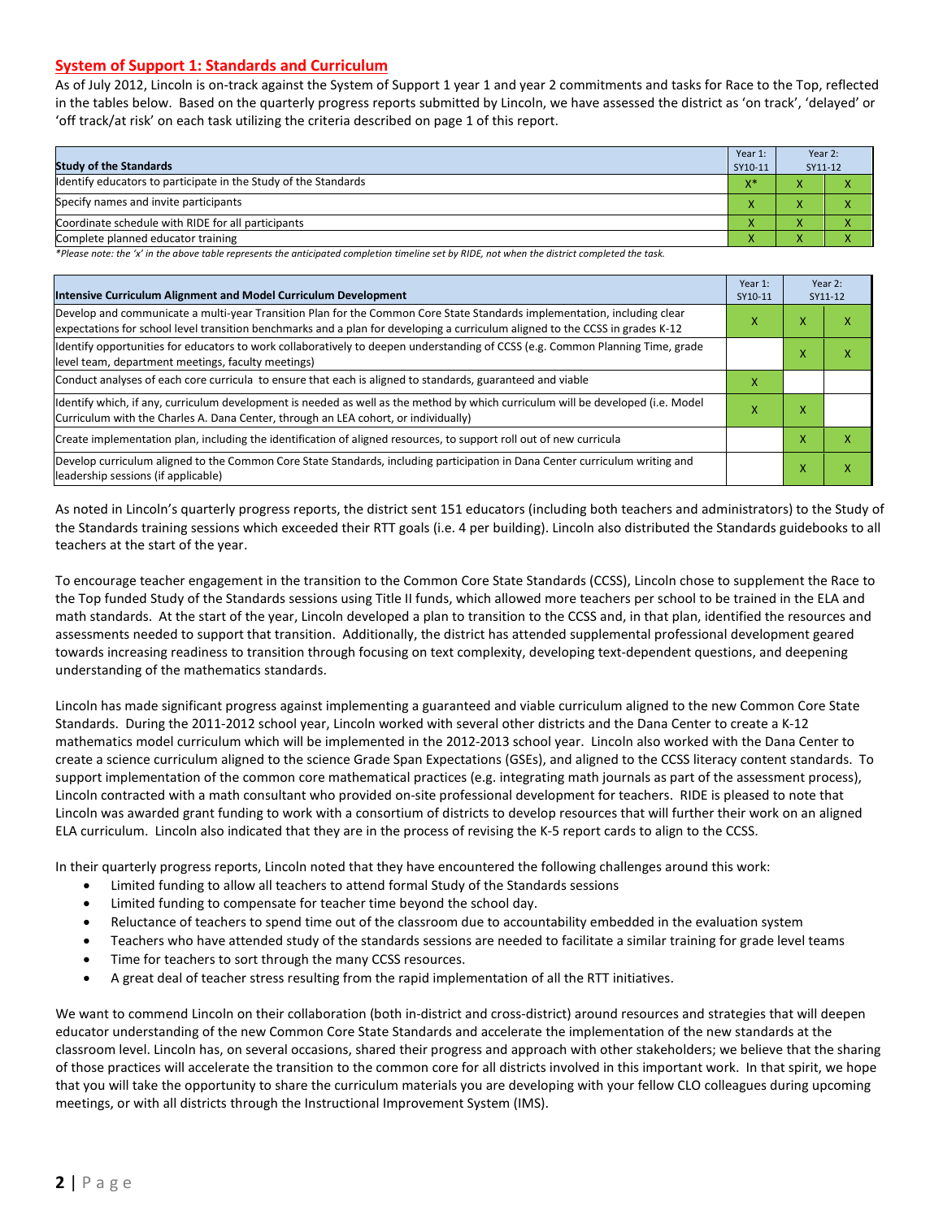## System of Support 1: Standards and Curriculum

As of July 2012, Lincoln is on-track against the System of Support 1 year 1 and year 2 commitments and tasks for Race to the Top, reflected in the tables below. Based on the quarterly progress reports submitted by Lincoln, we have assessed the district as 'on track', 'delayed' or 'off track/at risk' on each task utilizing the criteria described on page 1 of this report.

| Study of the Standards | Year 1: SY10-11 | Year 2: SY11-12 | |
|---|---|---|---|
| Identify educators to participate in the Study of the Standards | X* | X | X |
| Specify names and invite participants | X | X | X |
| Coordinate schedule with RIDE for all participants | X | X | X |
| Complete planned educator training | X | X | X |

*Please note: the 'x' in the above table represents the anticipated completion timeline set by RIDE, not when the district completed the task.*

| Intensive Curriculum Alignment and Model Curriculum Development | Year 1: SY10-11 | Year 2: SY11-12 | |
|---|---|---|---|
| Develop and communicate a multi-year Transition Plan for the Common Core State Standards implementation, including clear expectations for school level transition benchmarks and a plan for developing a curriculum aligned to the CCSS in grades K-12 | X | X | X |
| Identify opportunities for educators to work collaboratively to deepen understanding of CCSS (e.g. Common Planning Time, grade level team, department meetings, faculty meetings) | | X | X |
| Conduct analyses of each core curricula to ensure that each is aligned to standards, guaranteed and viable | X | | |
| Identify which, if any, curriculum development is needed as well as the method by which curriculum will be developed (i.e. Model Curriculum with the Charles A. Dana Center, through an LEA cohort, or individually) | X | X | |
| Create implementation plan, including the identification of aligned resources, to support roll out of new curricula | | X | X |
| Develop curriculum aligned to the Common Core State Standards, including participation in Dana Center curriculum writing and leadership sessions (if applicable) | | X | X |

As noted in Lincoln's quarterly progress reports, the district sent 151 educators (including both teachers and administrators) to the Study of the Standards training sessions which exceeded their RTT goals (i.e. 4 per building). Lincoln also distributed the Standards guidebooks to all teachers at the start of the year.

To encourage teacher engagement in the transition to the Common Core State Standards (CCSS), Lincoln chose to supplement the Race to the Top funded Study of the Standards sessions using Title II funds, which allowed more teachers per school to be trained in the ELA and math standards. At the start of the year, Lincoln developed a plan to transition to the CCSS and, in that plan, identified the resources and assessments needed to support that transition. Additionally, the district has attended supplemental professional development geared towards increasing readiness to transition through focusing on text complexity, developing text-dependent questions, and deepening understanding of the mathematics standards.

Lincoln has made significant progress against implementing a guaranteed and viable curriculum aligned to the new Common Core State Standards. During the 2011-2012 school year, Lincoln worked with several other districts and the Dana Center to create a K-12 mathematics model curriculum which will be implemented in the 2012-2013 school year. Lincoln also worked with the Dana Center to create a science curriculum aligned to the science Grade Span Expectations (GSEs), and aligned to the CCSS literacy content standards. To support implementation of the common core mathematical practices (e.g. integrating math journals as part of the assessment process), Lincoln contracted with a math consultant who provided on-site professional development for teachers. RIDE is pleased to note that Lincoln was awarded grant funding to work with a consortium of districts to develop resources that will further their work on an aligned ELA curriculum. Lincoln also indicated that they are in the process of revising the K-5 report cards to align to the CCSS.

In their quarterly progress reports, Lincoln noted that they have encountered the following challenges around this work:

- Limited funding to allow all teachers to attend formal Study of the Standards sessions
- Limited funding to compensate for teacher time beyond the school day.
- Reluctance of teachers to spend time out of the classroom due to accountability embedded in the evaluation system
- Teachers who have attended study of the standards sessions are needed to facilitate a similar training for grade level teams
- Time for teachers to sort through the many CCSS resources.
- A great deal of teacher stress resulting from the rapid implementation of all the RTT initiatives.

We want to commend Lincoln on their collaboration (both in-district and cross-district) around resources and strategies that will deepen educator understanding of the new Common Core State Standards and accelerate the implementation of the new standards at the classroom level. Lincoln has, on several occasions, shared their progress and approach with other stakeholders; we believe that the sharing of those practices will accelerate the transition to the common core for all districts involved in this important work. In that spirit, we hope that you will take the opportunity to share the curriculum materials you are developing with your fellow CLO colleagues during upcoming meetings, or with all districts through the Instructional Improvement System (IMS).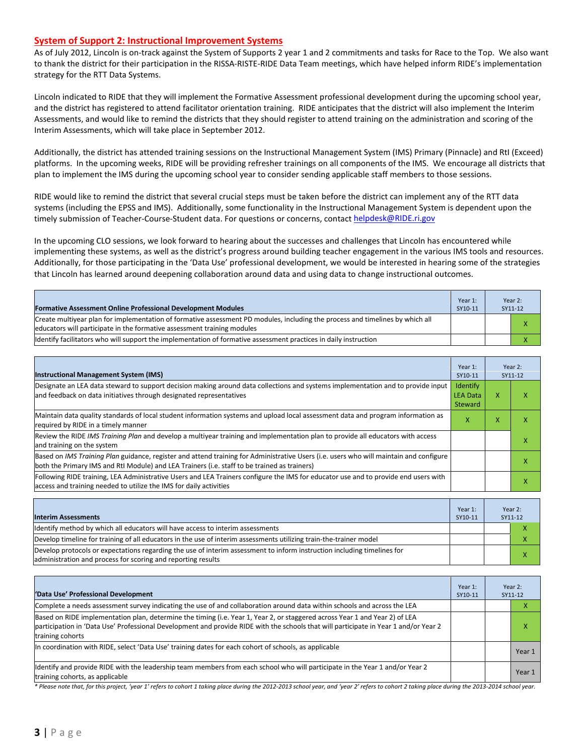## System of Support 2: Instructional Improvement Systems

As of July 2012, Lincoln is on-track against the System of Supports 2 year 1 and 2 commitments and tasks for Race to the Top. We also want to thank the district for their participation in the RISSA-RISTE-RIDE Data Team meetings, which have helped inform RIDE's implementation strategy for the RTT Data Systems.

Lincoln indicated to RIDE that they will implement the Formative Assessment professional development during the upcoming school year, and the district has registered to attend facilitator orientation training. RIDE anticipates that the district will also implement the Interim Assessments, and would like to remind the districts that they should register to attend training on the administration and scoring of the Interim Assessments, which will take place in September 2012.

Additionally, the district has attended training sessions on the Instructional Management System (IMS) Primary (Pinnacle) and RtI (Exceed) platforms. In the upcoming weeks, RIDE will be providing refresher trainings on all components of the IMS. We encourage all districts that plan to implement the IMS during the upcoming school year to consider sending applicable staff members to those sessions.

RIDE would like to remind the district that several crucial steps must be taken before the district can implement any of the RTT data systems (including the EPSS and IMS). Additionally, some functionality in the Instructional Management System is dependent upon the timely submission of Teacher-Course-Student data. For questions or concerns, contact helpdesk@RIDE.ri.gov

In the upcoming CLO sessions, we look forward to hearing about the successes and challenges that Lincoln has encountered while implementing these systems, as well as the district's progress around building teacher engagement in the various IMS tools and resources. Additionally, for those participating in the 'Data Use' professional development, we would be interested in hearing some of the strategies that Lincoln has learned around deepening collaboration around data and using data to change instructional outcomes.

| Formative Assessment Online Professional Development Modules | Year 1: SY10-11 | Year 2: SY11-12 | |
|---|---|---|---|
| Create multiyear plan for implementation of formative assessment PD modules, including the process and timelines by which all educators will participate in the formative assessment training modules | | | X |
| Identify facilitators who will support the implementation of formative assessment practices in daily instruction | | | X |

| Instructional Management System (IMS) | Year 1: SY10-11 | Year 2: SY11-12 | |
|---|---|---|---|
| Designate an LEA data steward to support decision making around data collections and systems implementation and to provide input and feedback on data initiatives through designated representatives | Identify LEA Data Steward | X | X |
| Maintain data quality standards of local student information systems and upload local assessment data and program information as required by RIDE in a timely manner | X | X | X |
| Review the RIDE *IMS Training Plan* and develop a multiyear training and implementation plan to provide all educators with access and training on the system | | | X |
| Based on *IMS Training Plan* guidance, register and attend training for Administrative Users (i.e. users who will maintain and configure both the Primary IMS and RtI Module) and LEA Trainers (i.e. staff to be trained as trainers) | | | X |
| Following RIDE training, LEA Administrative Users and LEA Trainers configure the IMS for educator use and to provide end users with access and training needed to utilize the IMS for daily activities | | | X |

| Interim Assessments | Year 1: SY10-11 | Year 2: SY11-12 | |
|---|---|---|---|
| Identify method by which all educators will have access to interim assessments | | | X |
| Develop timeline for training of all educators in the use of interim assessments utilizing train-the-trainer model | | | X |
| Develop protocols or expectations regarding the use of interim assessment to inform instruction including timelines for administration and process for scoring and reporting results | | | X |

| 'Data Use' Professional Development | Year 1: SY10-11 | Year 2: SY11-12 | |
|---|---|---|---|
| Complete a needs assessment survey indicating the use of and collaboration around data within schools and across the LEA | | | X |
| Based on RIDE implementation plan, determine the timing (i.e. Year 1, Year 2, or staggered across Year 1 and Year 2) of LEA participation in 'Data Use' Professional Development and provide RIDE with the schools that will participate in Year 1 and/or Year 2 training cohorts | | | X |
| In coordination with RIDE, select 'Data Use' training dates for each cohort of schools, as applicable | | | Year 1 |
| Identify and provide RIDE with the leadership team members from each school who will participate in the Year 1 and/or Year 2 training cohorts, as applicable | | | Year 1 |

*\* Please note that, for this project, 'year 1' refers to cohort 1 taking place during the 2012-2013 school year, and 'year 2' refers to cohort 2 taking place during the 2013-2014 school year.*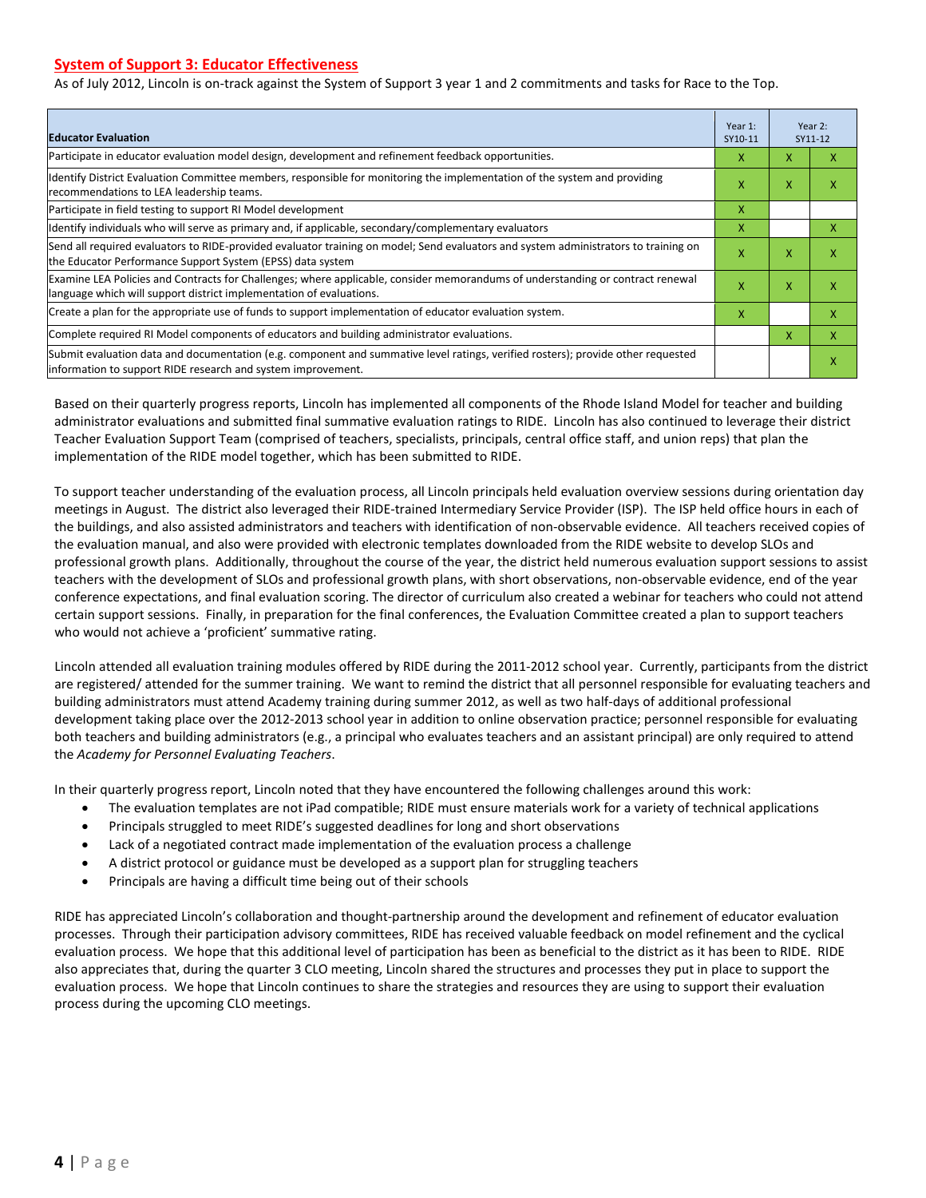## System of Support 3: Educator Effectiveness

As of July 2012, Lincoln is on-track against the System of Support 3 year 1 and 2 commitments and tasks for Race to the Top.

| Educator Evaluation | Year 1: SY10-11 | Year 2: SY11-12 | |
|---|---|---|---|
| Participate in educator evaluation model design, development and refinement feedback opportunities. | X | X | X |
| Identify District Evaluation Committee members, responsible for monitoring the implementation of the system and providing recommendations to LEA leadership teams. | X | X | X |
| Participate in field testing to support RI Model development | X | | |
| Identify individuals who will serve as primary and, if applicable, secondary/complementary evaluators | X | | X |
| Send all required evaluators to RIDE-provided evaluator training on model; Send evaluators and system administrators to training on the Educator Performance Support System (EPSS) data system | X | X | X |
| Examine LEA Policies and Contracts for Challenges; where applicable, consider memorandums of understanding or contract renewal language which will support district implementation of evaluations. | X | X | X |
| Create a plan for the appropriate use of funds to support implementation of educator evaluation system. | X | | X |
| Complete required RI Model components of educators and building administrator evaluations. | | X | X |
| Submit evaluation data and documentation (e.g. component and summative level ratings, verified rosters); provide other requested information to support RIDE research and system improvement. | | | X |

Based on their quarterly progress reports, Lincoln has implemented all components of the Rhode Island Model for teacher and building administrator evaluations and submitted final summative evaluation ratings to RIDE. Lincoln has also continued to leverage their district Teacher Evaluation Support Team (comprised of teachers, specialists, principals, central office staff, and union reps) that plan the implementation of the RIDE model together, which has been submitted to RIDE.

To support teacher understanding of the evaluation process, all Lincoln principals held evaluation overview sessions during orientation day meetings in August. The district also leveraged their RIDE-trained Intermediary Service Provider (ISP). The ISP held office hours in each of the buildings, and also assisted administrators and teachers with identification of non-observable evidence. All teachers received copies of the evaluation manual, and also were provided with electronic templates downloaded from the RIDE website to develop SLOs and professional growth plans. Additionally, throughout the course of the year, the district held numerous evaluation support sessions to assist teachers with the development of SLOs and professional growth plans, with short observations, non-observable evidence, end of the year conference expectations, and final evaluation scoring. The director of curriculum also created a webinar for teachers who could not attend certain support sessions. Finally, in preparation for the final conferences, the Evaluation Committee created a plan to support teachers who would not achieve a 'proficient' summative rating.

Lincoln attended all evaluation training modules offered by RIDE during the 2011-2012 school year. Currently, participants from the district are registered/ attended for the summer training. We want to remind the district that all personnel responsible for evaluating teachers and building administrators must attend Academy training during summer 2012, as well as two half-days of additional professional development taking place over the 2012-2013 school year in addition to online observation practice; personnel responsible for evaluating both teachers and building administrators (e.g., a principal who evaluates teachers and an assistant principal) are only required to attend the *Academy for Personnel Evaluating Teachers*.

In their quarterly progress report, Lincoln noted that they have encountered the following challenges around this work:

- The evaluation templates are not iPad compatible; RIDE must ensure materials work for a variety of technical applications
- Principals struggled to meet RIDE's suggested deadlines for long and short observations
- Lack of a negotiated contract made implementation of the evaluation process a challenge
- A district protocol or guidance must be developed as a support plan for struggling teachers
- Principals are having a difficult time being out of their schools

RIDE has appreciated Lincoln's collaboration and thought-partnership around the development and refinement of educator evaluation processes. Through their participation advisory committees, RIDE has received valuable feedback on model refinement and the cyclical evaluation process. We hope that this additional level of participation has been as beneficial to the district as it has been to RIDE. RIDE also appreciates that, during the quarter 3 CLO meeting, Lincoln shared the structures and processes they put in place to support the evaluation process. We hope that Lincoln continues to share the strategies and resources they are using to support their evaluation process during the upcoming CLO meetings.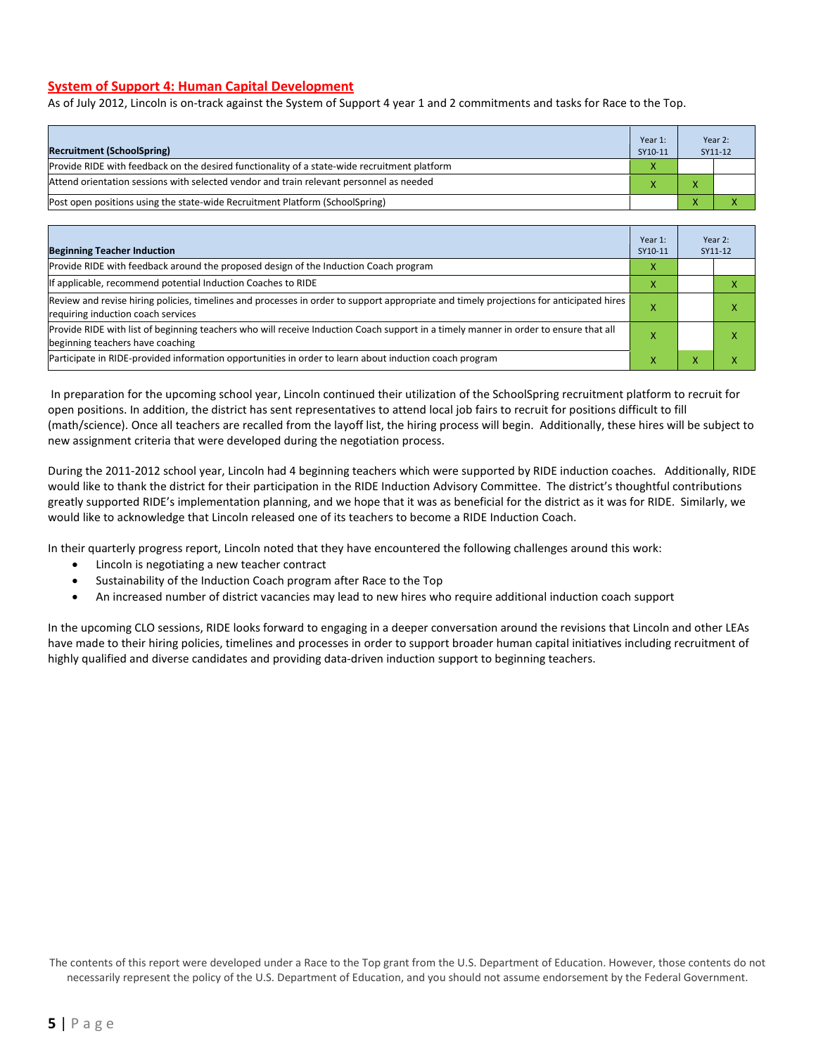## System of Support 4: Human Capital Development

As of July 2012, Lincoln is on-track against the System of Support 4 year 1 and 2 commitments and tasks for Race to the Top.

| Recruitment (SchoolSpring) | Year 1: SY10-11 | Year 2: SY11-12 | |
|---|---|---|---|
| Provide RIDE with feedback on the desired functionality of a state-wide recruitment platform | X | | |
| Attend orientation sessions with selected vendor and train relevant personnel as needed | X | X | |
| Post open positions using the state-wide Recruitment Platform (SchoolSpring) | | X | X |

| Beginning Teacher Induction | Year 1: SY10-11 | Year 2: SY11-12 | |
|---|---|---|---|
| Provide RIDE with feedback around the proposed design of the Induction Coach program | X | | |
| If applicable, recommend potential Induction Coaches to RIDE | X | | X |
| Review and revise hiring policies, timelines and processes in order to support appropriate and timely projections for anticipated hires requiring induction coach services | X | | X |
| Provide RIDE with list of beginning teachers who will receive Induction Coach support in a timely manner in order to ensure that all beginning teachers have coaching | X | | X |
| Participate in RIDE-provided information opportunities in order to learn about induction coach program | X | X | X |

In preparation for the upcoming school year, Lincoln continued their utilization of the SchoolSpring recruitment platform to recruit for open positions. In addition, the district has sent representatives to attend local job fairs to recruit for positions difficult to fill (math/science). Once all teachers are recalled from the layoff list, the hiring process will begin. Additionally, these hires will be subject to new assignment criteria that were developed during the negotiation process.

During the 2011-2012 school year, Lincoln had 4 beginning teachers which were supported by RIDE induction coaches. Additionally, RIDE would like to thank the district for their participation in the RIDE Induction Advisory Committee. The district's thoughtful contributions greatly supported RIDE's implementation planning, and we hope that it was as beneficial for the district as it was for RIDE. Similarly, we would like to acknowledge that Lincoln released one of its teachers to become a RIDE Induction Coach.

In their quarterly progress report, Lincoln noted that they have encountered the following challenges around this work:

- Lincoln is negotiating a new teacher contract
- Sustainability of the Induction Coach program after Race to the Top
- An increased number of district vacancies may lead to new hires who require additional induction coach support

In the upcoming CLO sessions, RIDE looks forward to engaging in a deeper conversation around the revisions that Lincoln and other LEAs have made to their hiring policies, timelines and processes in order to support broader human capital initiatives including recruitment of highly qualified and diverse candidates and providing data-driven induction support to beginning teachers.

The contents of this report were developed under a Race to the Top grant from the U.S. Department of Education. However, those contents do not necessarily represent the policy of the U.S. Department of Education, and you should not assume endorsement by the Federal Government.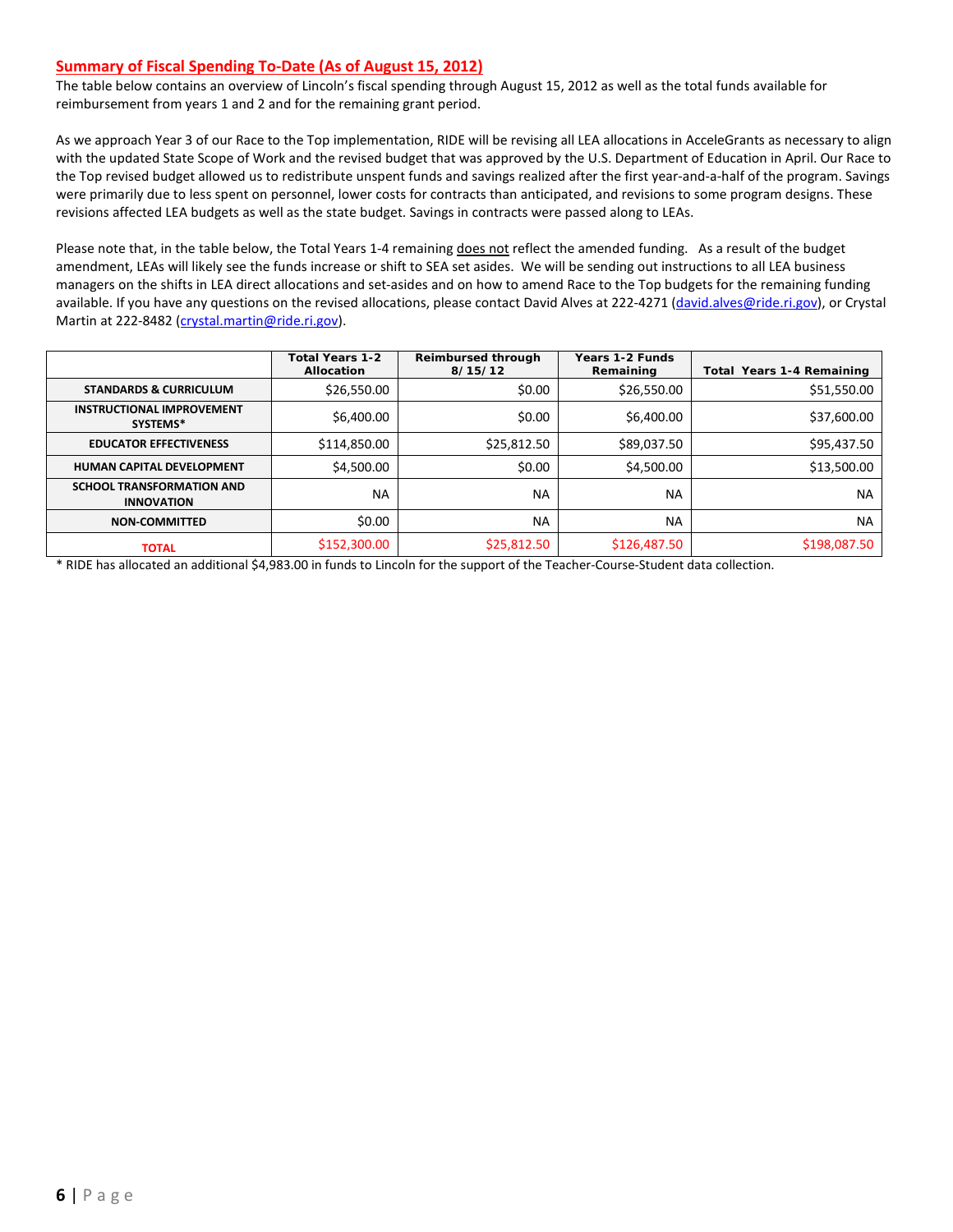## Summary of Fiscal Spending To-Date (As of August 15, 2012)

The table below contains an overview of Lincoln's fiscal spending through August 15, 2012 as well as the total funds available for reimbursement from years 1 and 2 and for the remaining grant period.

As we approach Year 3 of our Race to the Top implementation, RIDE will be revising all LEA allocations in AcceleGrants as necessary to align with the updated State Scope of Work and the revised budget that was approved by the U.S. Department of Education in April. Our Race to the Top revised budget allowed us to redistribute unspent funds and savings realized after the first year-and-a-half of the program. Savings were primarily due to less spent on personnel, lower costs for contracts than anticipated, and revisions to some program designs. These revisions affected LEA budgets as well as the state budget. Savings in contracts were passed along to LEAs.

Please note that, in the table below, the Total Years 1-4 remaining does not reflect the amended funding. As a result of the budget amendment, LEAs will likely see the funds increase or shift to SEA set asides. We will be sending out instructions to all LEA business managers on the shifts in LEA direct allocations and set-asides and on how to amend Race to the Top budgets for the remaining funding available. If you have any questions on the revised allocations, please contact David Alves at 222-4271 (david.alves@ride.ri.gov), or Crystal Martin at 222-8482 (crystal.martin@ride.ri.gov).

| | Total Years 1-2 Allocation | Reimbursed through 8/15/12 | Years 1-2 Funds Remaining | Total Years 1-4 Remaining |
|---|---|---|---|---|
| STANDARDS & CURRICULUM | $26,550.00 | $0.00 | $26,550.00 | $51,550.00 |
| INSTRUCTIONAL IMPROVEMENT SYSTEMS* | $6,400.00 | $0.00 | $6,400.00 | $37,600.00 |
| EDUCATOR EFFECTIVENESS | $114,850.00 | $25,812.50 | $89,037.50 | $95,437.50 |
| HUMAN CAPITAL DEVELOPMENT | $4,500.00 | $0.00 | $4,500.00 | $13,500.00 |
| SCHOOL TRANSFORMATION AND INNOVATION | NA | NA | NA | NA |
| NON-COMMITTED | $0.00 | NA | NA | NA |
| TOTAL | $152,300.00 | $25,812.50 | $126,487.50 | $198,087.50 |

* RIDE has allocated an additional $4,983.00 in funds to Lincoln for the support of the Teacher-Course-Student data collection.